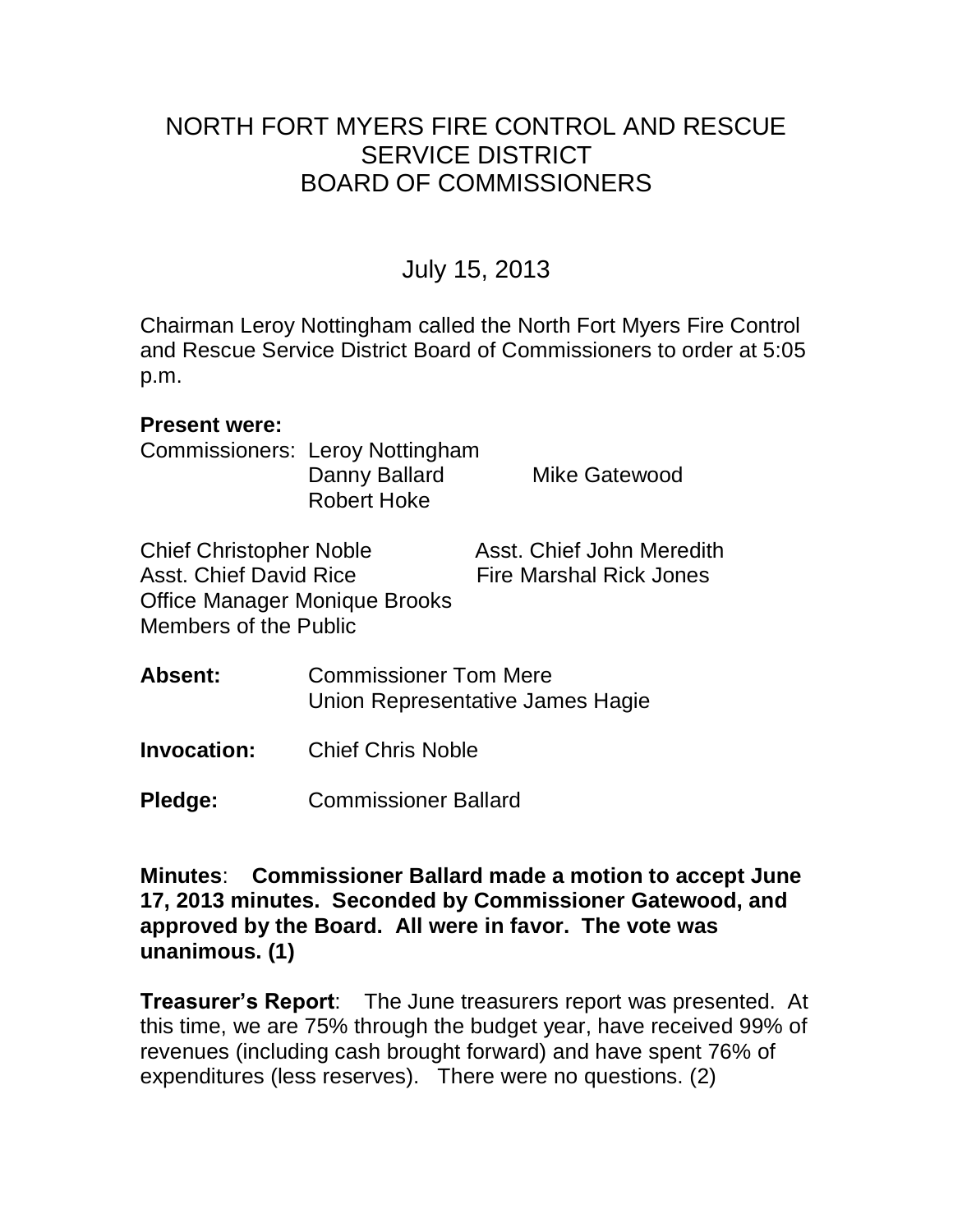# NORTH FORT MYERS FIRE CONTROL AND RESCUE SERVICE DISTRICT BOARD OF COMMISSIONERS

## July 15, 2013

Chairman Leroy Nottingham called the North Fort Myers Fire Control and Rescue Service District Board of Commissioners to order at 5:05 p.m.

**Present were:**

Commissioners: Leroy Nottingham
Danny Ballard
Mike Gatewood
Robert Hoke

Chief Christopher Noble
Asst. Chief John Meredith
Asst. Chief David Rice
Fire Marshal Rick Jones
Office Manager Monique Brooks
Members of the Public

**Absent:** Commissioner Tom Mere
Union Representative James Hagie

**Invocation:** Chief Chris Noble

**Pledge:** Commissioner Ballard

**Minutes**: **Commissioner Ballard made a motion to accept June 17, 2013 minutes. Seconded by Commissioner Gatewood, and approved by the Board. All were in favor. The vote was unanimous. (1)**

**Treasurer's Report**: The June treasurers report was presented. At this time, we are 75% through the budget year, have received 99% of revenues (including cash brought forward) and have spent 76% of expenditures (less reserves). There were no questions. (2)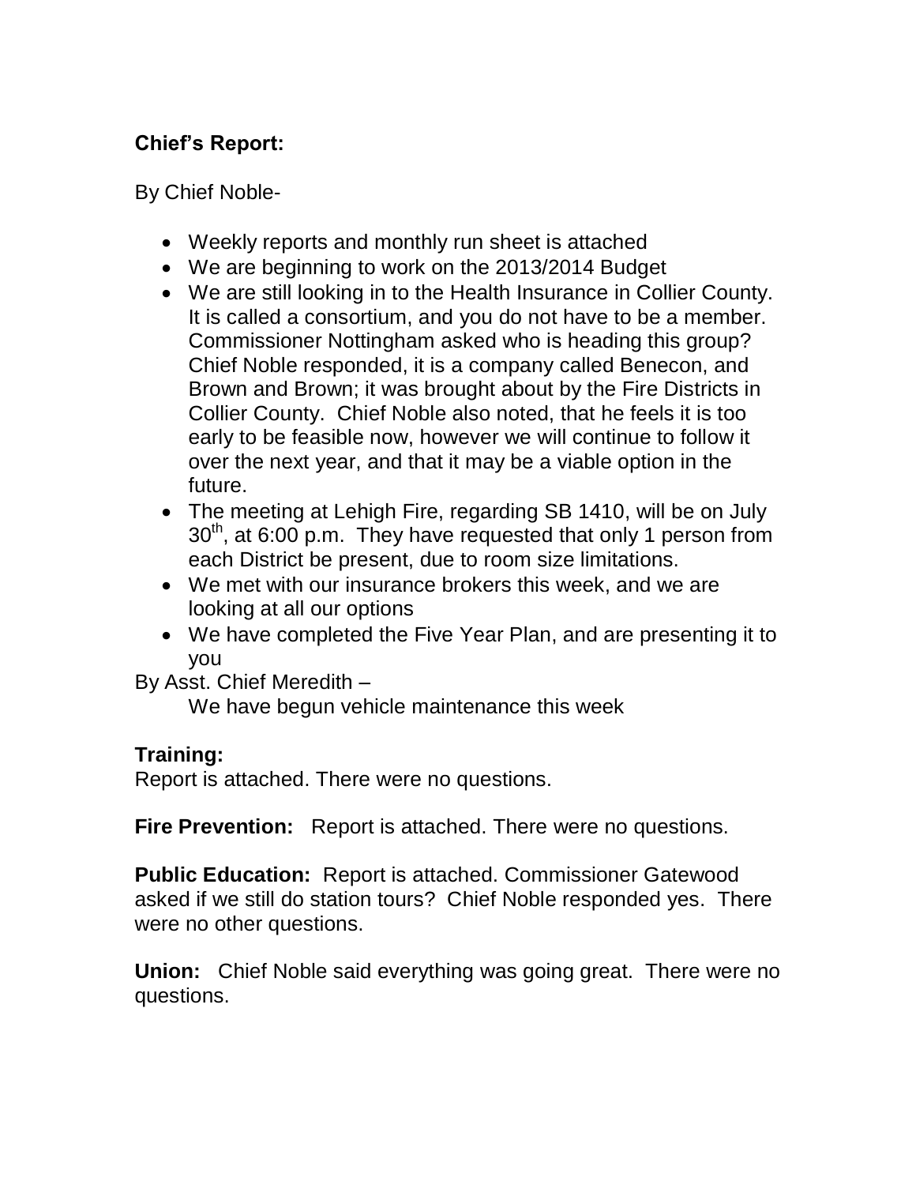**Chief's Report:**

By Chief Noble-

- Weekly reports and monthly run sheet is attached
- We are beginning to work on the 2013/2014 Budget
- We are still looking in to the Health Insurance in Collier County. It is called a consortium, and you do not have to be a member. Commissioner Nottingham asked who is heading this group? Chief Noble responded, it is a company called Benecon, and Brown and Brown; it was brought about by the Fire Districts in Collier County. Chief Noble also noted, that he feels it is too early to be feasible now, however we will continue to follow it over the next year, and that it may be a viable option in the future.
- The meeting at Lehigh Fire, regarding SB 1410, will be on July 30th, at 6:00 p.m. They have requested that only 1 person from each District be present, due to room size limitations.
- We met with our insurance brokers this week, and we are looking at all our options
- We have completed the Five Year Plan, and are presenting it to you

By Asst. Chief Meredith –

We have begun vehicle maintenance this week

**Training:**
Report is attached. There were no questions.

**Fire Prevention:** Report is attached. There were no questions.

**Public Education:** Report is attached. Commissioner Gatewood asked if we still do station tours? Chief Noble responded yes. There were no other questions.

**Union:** Chief Noble said everything was going great. There were no questions.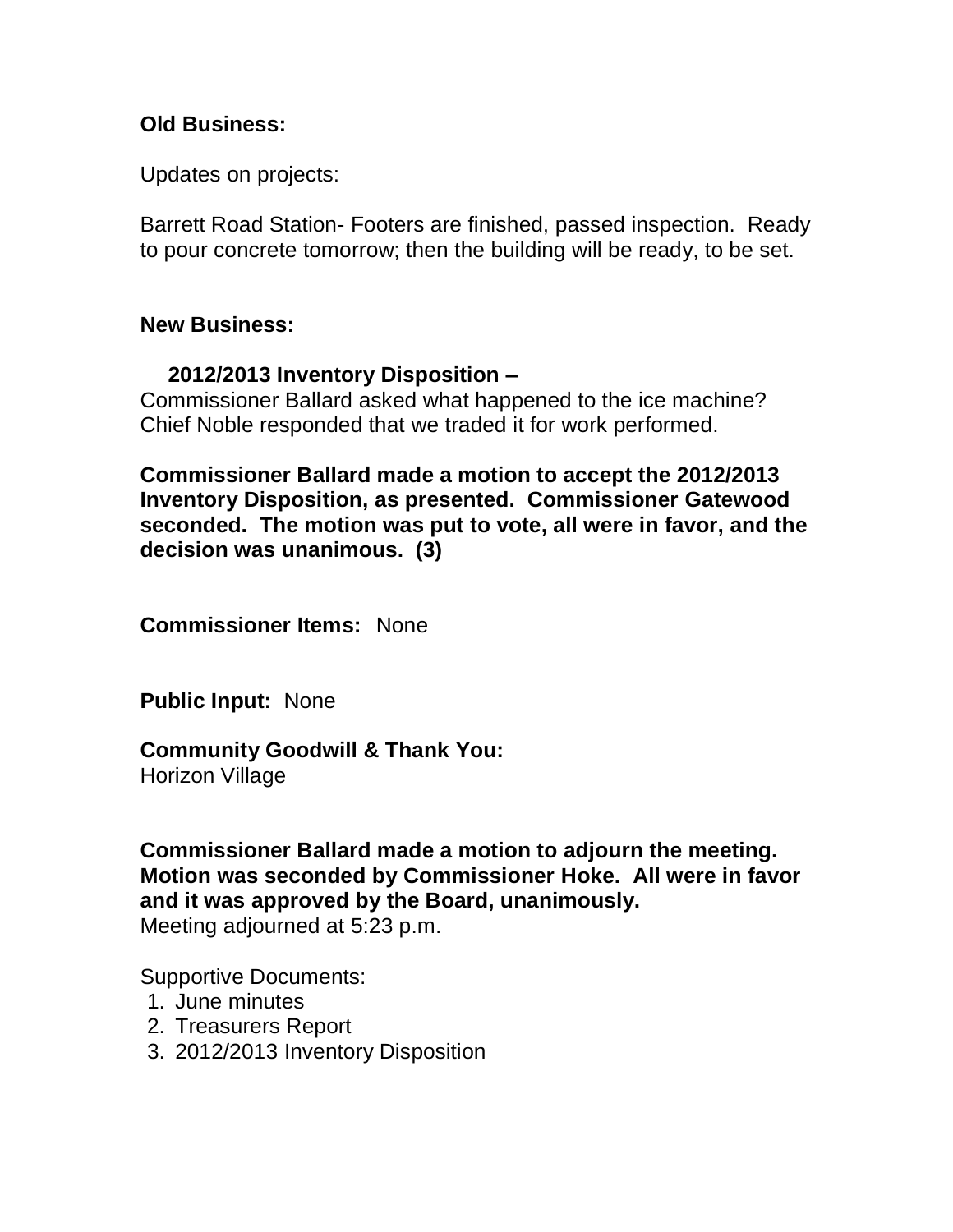**Old Business:**

Updates on projects:

Barrett Road Station- Footers are finished, passed inspection. Ready to pour concrete tomorrow; then the building will be ready, to be set.

**New Business:**

**2012/2013 Inventory Disposition –**
Commissioner Ballard asked what happened to the ice machine? Chief Noble responded that we traded it for work performed.

**Commissioner Ballard made a motion to accept the 2012/2013 Inventory Disposition, as presented. Commissioner Gatewood seconded. The motion was put to vote, all were in favor, and the decision was unanimous. (3)**

**Commissioner Items:** None

**Public Input:** None

**Community Goodwill & Thank You:**
Horizon Village

**Commissioner Ballard made a motion to adjourn the meeting. Motion was seconded by Commissioner Hoke. All were in favor and it was approved by the Board, unanimously.**
Meeting adjourned at 5:23 p.m.

Supportive Documents:

1. June minutes
2. Treasurers Report
3. 2012/2013 Inventory Disposition